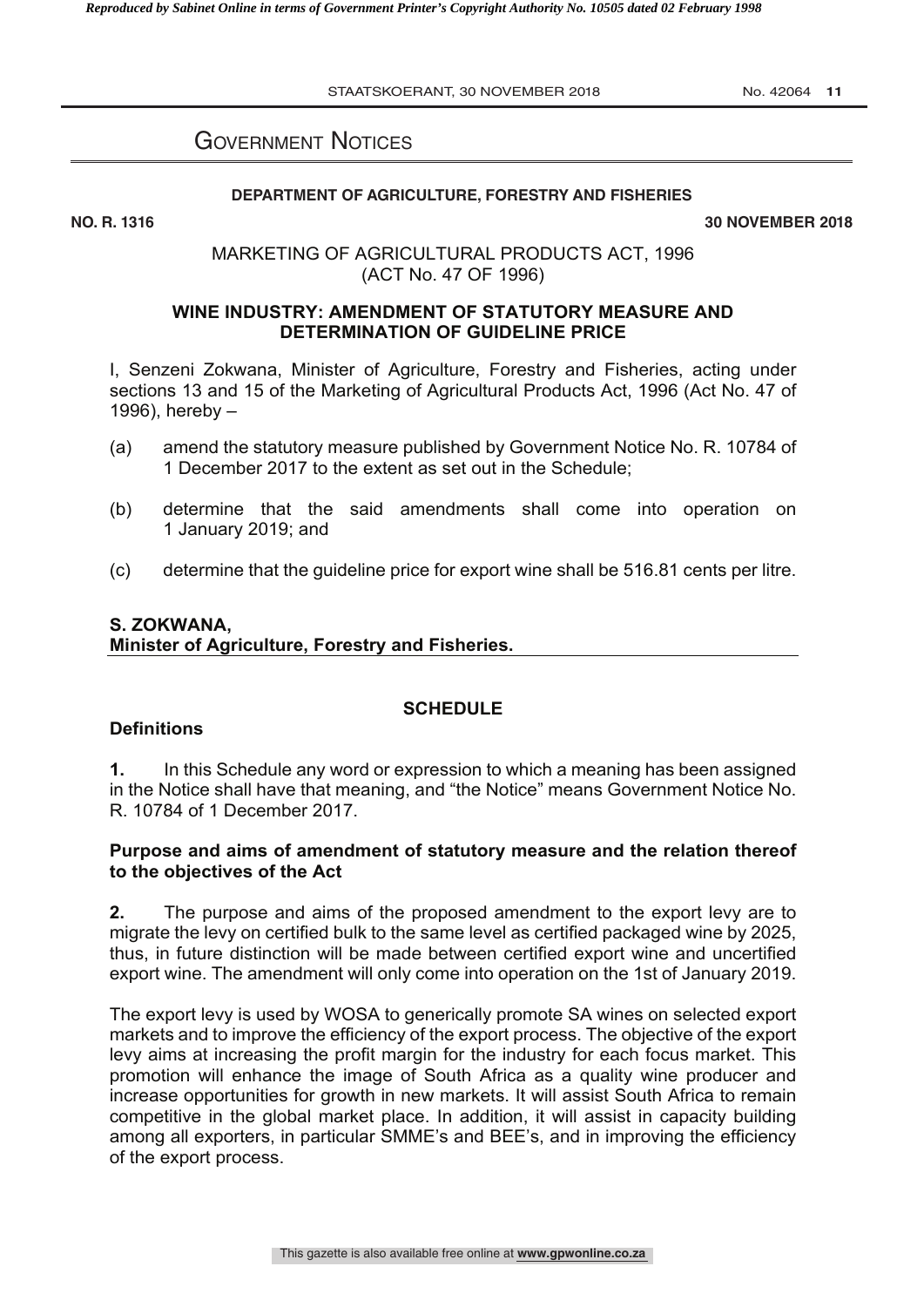# Government Notices

## DEPARTMENT OF AGRICULTURE, FORESTRY AND FISHERIES

**NO. R. 1316** **30 NOVEMBER 2018**

MARKETING OF AGRICULTURAL PRODUCTS ACT, 1996
(ACT No. 47 OF 1996)

### WINE INDUSTRY: AMENDMENT OF STATUTORY MEASURE AND DETERMINATION OF GUIDELINE PRICE

I, Senzeni Zokwana, Minister of Agriculture, Forestry and Fisheries, acting under sections 13 and 15 of the Marketing of Agricultural Products Act, 1996 (Act No. 47 of 1996), hereby –

(a) amend the statutory measure published by Government Notice No. R. 10784 of 1 December 2017 to the extent as set out in the Schedule;

(b) determine that the said amendments shall come into operation on 1 January 2019; and

(c) determine that the guideline price for export wine shall be 516.81 cents per litre.

**S. ZOKWANA,**
**Minister of Agriculture, Forestry and Fisheries.**

### SCHEDULE

**Definitions**

**1.** In this Schedule any word or expression to which a meaning has been assigned in the Notice shall have that meaning, and "the Notice" means Government Notice No. R. 10784 of 1 December 2017.

**Purpose and aims of amendment of statutory measure and the relation thereof to the objectives of the Act**

**2.** The purpose and aims of the proposed amendment to the export levy are to migrate the levy on certified bulk to the same level as certified packaged wine by 2025, thus, in future distinction will be made between certified export wine and uncertified export wine. The amendment will only come into operation on the 1st of January 2019.

The export levy is used by WOSA to generically promote SA wines on selected export markets and to improve the efficiency of the export process. The objective of the export levy aims at increasing the profit margin for the industry for each focus market. This promotion will enhance the image of South Africa as a quality wine producer and increase opportunities for growth in new markets. It will assist South Africa to remain competitive in the global market place. In addition, it will assist in capacity building among all exporters, in particular SMME's and BEE's, and in improving the efficiency of the export process.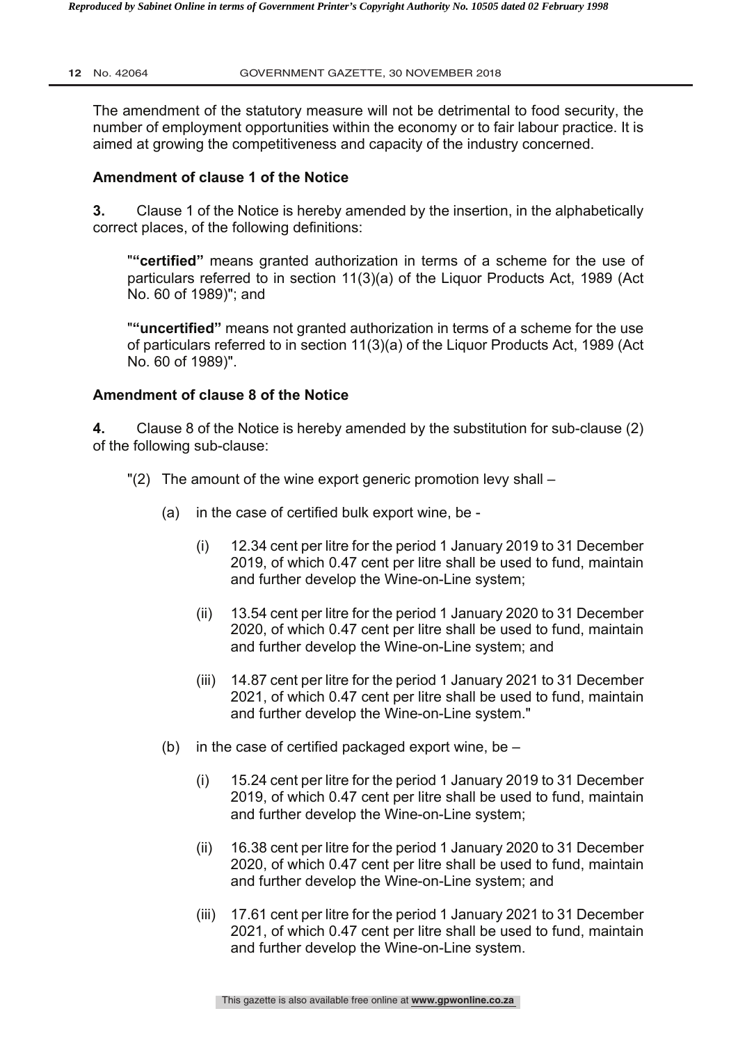The amendment of the statutory measure will not be detrimental to food security, the number of employment opportunities within the economy or to fair labour practice. It is aimed at growing the competitiveness and capacity of the industry concerned.

**Amendment of clause 1 of the Notice**

**3.** Clause 1 of the Notice is hereby amended by the insertion, in the alphabetically correct places, of the following definitions:

"**"certified"** means granted authorization in terms of a scheme for the use of particulars referred to in section 11(3)(a) of the Liquor Products Act, 1989 (Act No. 60 of 1989)"; and

"**"uncertified"** means not granted authorization in terms of a scheme for the use of particulars referred to in section 11(3)(a) of the Liquor Products Act, 1989 (Act No. 60 of 1989)".

**Amendment of clause 8 of the Notice**

**4.** Clause 8 of the Notice is hereby amended by the substitution for sub-clause (2) of the following sub-clause:

"(2) The amount of the wine export generic promotion levy shall –

(a) in the case of certified bulk export wine, be -

(i) 12.34 cent per litre for the period 1 January 2019 to 31 December 2019, of which 0.47 cent per litre shall be used to fund, maintain and further develop the Wine-on-Line system;

(ii) 13.54 cent per litre for the period 1 January 2020 to 31 December 2020, of which 0.47 cent per litre shall be used to fund, maintain and further develop the Wine-on-Line system; and

(iii) 14.87 cent per litre for the period 1 January 2021 to 31 December 2021, of which 0.47 cent per litre shall be used to fund, maintain and further develop the Wine-on-Line system."

(b) in the case of certified packaged export wine, be –

(i) 15.24 cent per litre for the period 1 January 2019 to 31 December 2019, of which 0.47 cent per litre shall be used to fund, maintain and further develop the Wine-on-Line system;

(ii) 16.38 cent per litre for the period 1 January 2020 to 31 December 2020, of which 0.47 cent per litre shall be used to fund, maintain and further develop the Wine-on-Line system; and

(iii) 17.61 cent per litre for the period 1 January 2021 to 31 December 2021, of which 0.47 cent per litre shall be used to fund, maintain and further develop the Wine-on-Line system.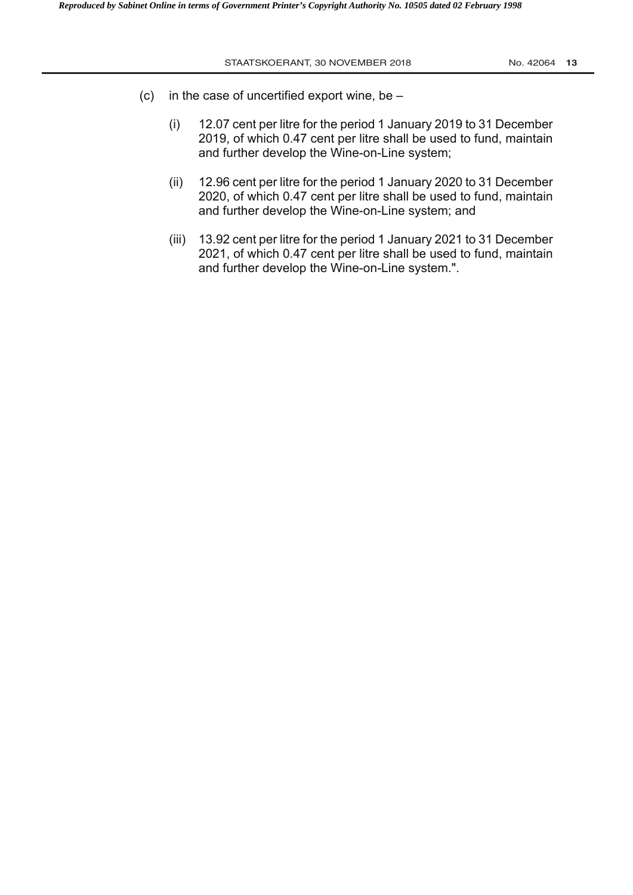(c) in the case of uncertified export wine, be –

  (i) 12.07 cent per litre for the period 1 January 2019 to 31 December 2019, of which 0.47 cent per litre shall be used to fund, maintain and further develop the Wine-on-Line system;

  (ii) 12.96 cent per litre for the period 1 January 2020 to 31 December 2020, of which 0.47 cent per litre shall be used to fund, maintain and further develop the Wine-on-Line system; and

  (iii) 13.92 cent per litre for the period 1 January 2021 to 31 December 2021, of which 0.47 cent per litre shall be used to fund, maintain and further develop the Wine-on-Line system.".